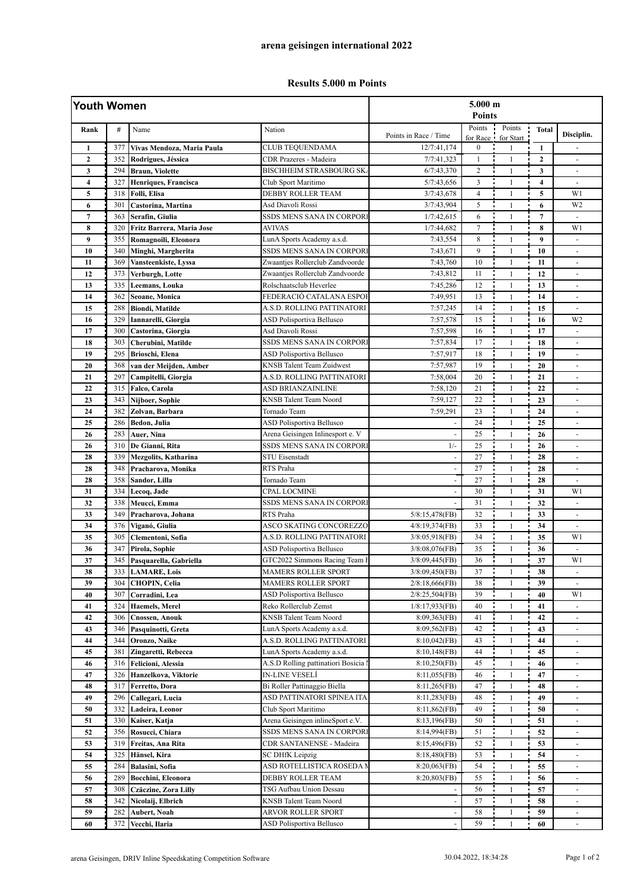# arena geisingen international 2022

## Results 5.000 m Points

| Youth Women | | | | 5.000 m Points | | | | |
|---|---|---|---|---|---|---|---|---|
| Rank | # | Name | Nation | Points in Race / Time | Points for Race | Points for Start | Total | Disciplin. |
| 1 | 377 | **Vivas Mendoza, Maria Paula** | CLUB TEQUENDAMA | 12/7:41,174 | 0 | 1 | **1** | - |
| 2 | 352 | **Rodrigues, Jéssica** | CDR Prazeres - Madeira | 7/7:41,323 | 1 | 1 | **2** | - |
| 3 | 294 | **Braun, Violette** | BISCHHEIM STRASBOURG SK | 6/7:43,370 | 2 | 1 | **3** | - |
| 4 | 327 | **Henriques, Francisca** | Club Sport Maritimo | 5/7:43,656 | 3 | 1 | **4** | - |
| 5 | 318 | **Folli, Elisa** | DEBBY ROLLER TEAM | 3/7:43,678 | 4 | 1 | **5** | W1 |
| 6 | 301 | **Castorina, Martina** | Asd Diavoli Rossi | 3/7:43,904 | 5 | 1 | **6** | W2 |
| 7 | 363 | **Serafin, Giulia** | SSDS MENS SANA IN CORPORI | 1/7:42,615 | 6 | 1 | **7** | - |
| 8 | 320 | **Fritz Barrera, Maria Jose** | AVIVAS | 1/7:44,682 | 7 | 1 | **8** | W1 |
| 9 | 355 | **Romagnoili, Eleonora** | LunA Sports Academy a.s.d. | 7:43,554 | 8 | 1 | **9** | - |
| 10 | 340 | **Minghi, Margherita** | SSDS MENS SANA IN CORPORI | 7:43,671 | 9 | 1 | **10** | - |
| 11 | 369 | **Vansteenkiste, Lyssa** | Zwaantjes Rollerclub Zandvoorde | 7:43,760 | 10 | 1 | **11** | - |
| 12 | 373 | **Verburgh, Lotte** | Zwaantjes Rollerclub Zandvoorde | 7:43,812 | 11 | 1 | **12** | - |
| 13 | 335 | **Leemans, Louka** | Rolschaatsclub Heverlee | 7:45,286 | 12 | 1 | **13** | - |
| 14 | 362 | **Seoane, Monica** | FEDERACIÓ CATALANA ESPOI | 7:49,951 | 13 | 1 | **14** | - |
| 15 | 288 | **Biondi, Matilde** | A.S.D. ROLLING PATTINATORI | 7:57,245 | 14 | 1 | **15** | - |
| 16 | 329 | **Iannarelli, Giorgia** | ASD Polisportiva Bellusco | 7:57,578 | 15 | 1 | **16** | W2 |
| 17 | 300 | **Castorina, Giorgia** | Asd Diavoli Rossi | 7:57,598 | 16 | 1 | **17** | - |
| 18 | 303 | **Cherubini, Matilde** | SSDS MENS SANA IN CORPORI | 7:57,834 | 17 | 1 | **18** | - |
| 19 | 295 | **Brioschi, Elena** | ASD Polisportiva Bellusco | 7:57,917 | 18 | 1 | **19** | - |
| 20 | 368 | **van der Meijden, Amber** | KNSB Talent Team Zuidwest | 7:57,987 | 19 | 1 | **20** | - |
| 21 | 297 | **Campitelli, Giorgia** | A.S.D. ROLLING PATTINATORI | 7:58,004 | 20 | 1 | **21** | - |
| 22 | 315 | **Falco, Carola** | ASD BRIANZAINLINE | 7:58,120 | 21 | 1 | **22** | - |
| 23 | 343 | **Nijboer, Sophie** | KNSB Talent Team Noord | 7:59,127 | 22 | 1 | **23** | - |
| 24 | 382 | **Zolvan, Barbara** | Tornado Team | 7:59,291 | 23 | 1 | **24** | - |
| 25 | 286 | **Bedon, Julia** | ASD Polisportiva Bellusco | - | 24 | 1 | **25** | - |
| 26 | 283 | **Auer, Nina** | Arena Geisingen Inlinesport e. V | - | 25 | 1 | **26** | - |
| 26 | 310 | **De Gianni, Rita** | SSDS MENS SANA IN CORPORI | 1/- | 25 | 1 | **26** | - |
| 28 | 339 | **Mezgolits, Katharina** | STU Eisenstadt | - | 27 | 1 | **28** | - |
| 28 | 348 | **Pracharova, Monika** | RTS Praha | - | 27 | 1 | **28** | - |
| 28 | 358 | **Sandor, Lilla** | Tornado Team | - | 27 | 1 | **28** | - |
| 31 | 334 | **Lecoq, Jade** | CPAL LOCMINE | - | 30 | 1 | **31** | W1 |
| 32 | 338 | **Meucci, Emma** | SSDS MENS SANA IN CORPORI | - | 31 | 1 | **32** | - |
| 33 | 349 | **Pracharova, Johana** | RTS Praha | 5/8:15,478(FB) | 32 | 1 | **33** | - |
| 34 | 376 | **Viganó, Giulia** | ASCO SKATING CONCOREZZO | 4/8:19,374(FB) | 33 | 1 | **34** | - |
| 35 | 305 | **Clementoni, Sofia** | A.S.D. ROLLING PATTINATORI | 3/8:05,918(FB) | 34 | 1 | **35** | W1 |
| 36 | 347 | **Pirola, Sophie** | ASD Polisportiva Bellusco | 3/8:08,076(FB) | 35 | 1 | **36** | - |
| 37 | 345 | **Pasquarella, Gabriella** | GTC2022 Simmons Racing Team I | 3/8:09,445(FB) | 36 | 1 | **37** | W1 |
| 38 | 333 | **LAMARE, Lois** | MAMERS ROLLER SPORT | 3/8:09,450(FB) | 37 | 1 | **38** | - |
| 39 | 304 | **CHOPIN, Celia** | MAMERS ROLLER SPORT | 2/8:18,666(FB) | 38 | 1 | **39** | - |
| 40 | 307 | **Corradini, Lea** | ASD Polisportiva Bellusco | 2/8:25,504(FB) | 39 | 1 | **40** | W1 |
| 41 | 324 | **Haemels, Merel** | Reko Rollerclub Zemst | 1/8:17,933(FB) | 40 | 1 | **41** | - |
| 42 | 306 | **Cnossen, Anouk** | KNSB Talent Team Noord | 8:09,363(FB) | 41 | 1 | **42** | - |
| 43 | 346 | **Pasquinotti, Greta** | LunA Sports Academy a.s.d. | 8:09,562(FB) | 42 | 1 | **43** | - |
| 44 | 344 | **Oronzo, Naike** | A.S.D. ROLLING PATTINATORI | 8:10,042(FB) | 43 | 1 | **44** | - |
| 45 | 381 | **Zingaretti, Rebecca** | LunA Sports Academy a.s.d. | 8:10,148(FB) | 44 | 1 | **45** | - |
| 46 | 316 | **Felicioni, Alessia** | A.S.D Rolling pattinatiori Bosicia I | 8:10,250(FB) | 45 | 1 | **46** | - |
| 47 | 326 | **Hanzelkova, Viktorie** | IN-LINE VESELÍ | 8:11,055(FB) | 46 | 1 | **47** | - |
| 48 | 317 | **Ferretto, Dora** | Bi Roller Pattinaggio Biella | 8:11,265(FB) | 47 | 1 | **48** | - |
| 49 | 296 | **Callegari, Lucia** | ASD PATTINATORI SPINEA ITA | 8:11,283(FB) | 48 | 1 | **49** | - |
| 50 | 332 | **Ladeira, Leonor** | Club Sport Maritimo | 8:11,862(FB) | 49 | 1 | **50** | - |
| 51 | 330 | **Kaiser, Katja** | Arena Geisingen inlineSport e.V. | 8:13,196(FB) | 50 | 1 | **51** | - |
| 52 | 356 | **Rosucci, Chiara** | SSDS MENS SANA IN CORPORI | 8:14,994(FB) | 51 | 1 | **52** | - |
| 53 | 319 | **Freitas, Ana Rita** | CDR SANTANENSE - Madeira | 8:15,496(FB) | 52 | 1 | **53** | - |
| 54 | 325 | **Hänsel, Kira** | SC DHfK Leipzig | 8:18,480(FB) | 53 | 1 | **54** | - |
| 55 | 284 | **Balasini, Sofia** | ASD ROTELLISTICA ROSEDA N | 8:20,063(FB) | 54 | 1 | **55** | - |
| 56 | 289 | **Bocchini, Eleonora** | DEBBY ROLLER TEAM | 8:20,803(FB) | 55 | 1 | **56** | - |
| 57 | 308 | **Czäczine, Zora Lilly** | TSG Aufbau Union Dessau | - | 56 | 1 | **57** | - |
| 58 | 342 | **Nicolaij, Elbrich** | KNSB Talent Team Noord | - | 57 | 1 | **58** | - |
| 59 | 282 | **Aubert, Noah** | ARVOR ROLLER SPORT | - | 58 | 1 | **59** | - |
| 60 | 372 | **Vecchi, Ilaria** | ASD Polisportiva Bellusco | - | 59 | 1 | **60** | - |

arena Geisingen, DRIV Inline Speedskating Competition Software 30.04.2022, 18:34:28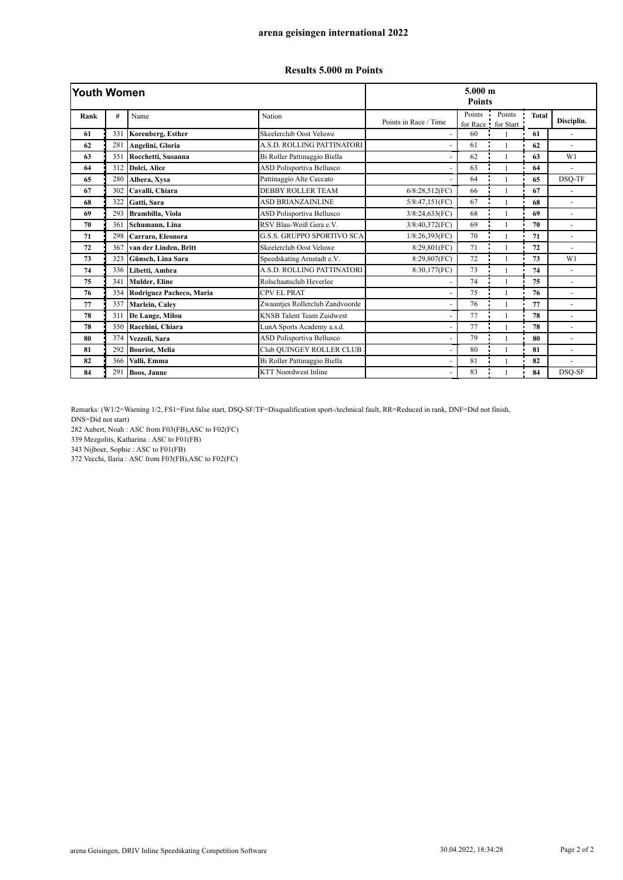## arena geisingen international 2022

### Results 5.000 m Points

| Youth Women | | | | 5.000 m Points | | | | |
|---|---|---|---|---|---|---|---|---|
| Rank | # | Name | Nation | Points in Race / Time | Points for Race | Points for Start | Total | Disciplin. |
| 61 | 331 | **Korenberg, Esther** | Skeelerclub Oost Veluwe | - | 60 | 1 | 61 | - |
| 62 | 281 | **Angelini, Gloria** | A.S.D. ROLLING PATTINATORI | - | 61 | 1 | 62 | - |
| 63 | 351 | **Rocchetti, Susanna** | Bi Roller Pattinaggio Biella | - | 62 | 1 | 63 | W1 |
| 64 | 312 | **Dolci, Alice** | ASD Polisportiva Bellusco | - | 63 | 1 | 64 | - |
| 65 | 280 | **Albera, Xysa** | Pattinaggio Alte Ceccato | - | 64 | 1 | 65 | DSQ-TF |
| 67 | 302 | **Cavalli, Chiara** | DEBBY ROLLER TEAM | 6/8:28,512(FC) | 66 | 1 | 67 | - |
| 68 | 322 | **Gatti, Sara** | ASD BRIANZAINLINE | 5/8:47,151(FC) | 67 | 1 | 68 | - |
| 69 | 293 | **Brambilla, Viola** | ASD Polisportiva Bellusco | 3/8:24,633(FC) | 68 | 1 | 69 | - |
| 70 | 361 | **Schumann, Lina** | RSV Blau-Weiß Gera e.V. | 3/8:40,372(FC) | 69 | 1 | 70 | - |
| 71 | 298 | **Carraro, Eleonora** | G.S.S. GRUPPO SPORTIVO SCA | 1/8:26,393(FC) | 70 | 1 | 71 | - |
| 72 | 367 | **van der Linden, Britt** | Skeelerclub Oost Veluwe | 8:29,801(FC) | 71 | 1 | 72 | - |
| 73 | 323 | **Günsch, Lina Sara** | Speedskating Arnstadt e.V. | 8:29,807(FC) | 72 | 1 | 73 | W1 |
| 74 | 336 | **Libetti, Ambra** | A.S.D. ROLLING PATTINATORI | 8:30,177(FC) | 73 | 1 | 74 | - |
| 75 | 341 | **Mulder, Eline** | Rolschaatsclub Heverlee | - | 74 | 1 | 75 | - |
| 76 | 354 | **Rodriguez Pacheco, Maria** | CPV EL PRAT | - | 75 | 1 | 76 | - |
| 77 | 337 | **Marlein, Caley** | Zwaantjes Rollerclub Zandvoorde | - | 76 | 1 | 77 | - |
| 78 | 311 | **De Lange, Milou** | KNSB Talent Team Zuidwest | - | 77 | 1 | 78 | - |
| 78 | 350 | **Racchini, Chiara** | LunA Sports Academy a.s.d. | - | 77 | 1 | 78 | - |
| 80 | 374 | **Vezzoli, Sara** | ASD Polisportiva Bellusco | - | 79 | 1 | 80 | - |
| 81 | 292 | **Bouriot, Melia** | Club QUINGEY ROLLER CLUB | - | 80 | 1 | 81 | - |
| 82 | 366 | **Valli, Emma** | Bi Roller Pattinaggio Biella | - | 81 | 1 | 82 | - |
| 84 | 291 | **Boos, Janne** | KTT Noordwest Inline | - | 83 | 1 | 84 | DSQ-SF |

Remarks: (W1/2=Warning 1/2, FS1=First false start, DSQ-SF/TF=Disqualification sport-/technical fault, RR=Reduced in rank, DNF=Did not finish, DNS=Did not start)

282 Aubert, Noah : ASC from F03(FB),ASC to F02(FC)

339 Mezgolits, Katharina : ASC to F01(FB)

343 Nijboer, Sophie : ASC to F01(FB)

372 Vecchi, Ilaria : ASC from F03(FB),ASC to F02(FC)